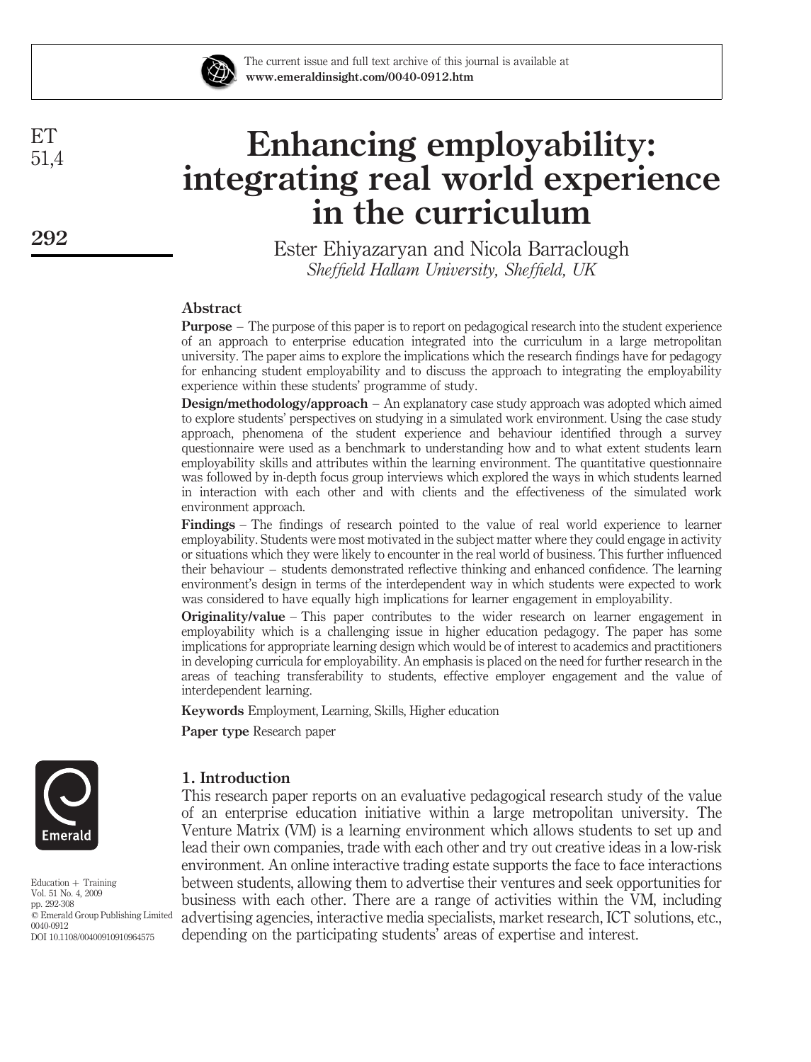# Enhancing employability: integrating real world experience in the curriculum

Ester Ehiyazaryan and Nicola Barraclough

*Sheffield Hallam University, Sheffield, UK*

## Abstract

**Purpose** – The purpose of this paper is to report on pedagogical research into the student experience of an approach to enterprise education integrated into the curriculum in a large metropolitan university. The paper aims to explore the implications which the research findings have for pedagogy for enhancing student employability and to discuss the approach to integrating the employability experience within these students' programme of study.

**Design/methodology/approach** – An explanatory case study approach was adopted which aimed to explore students' perspectives on studying in a simulated work environment. Using the case study approach, phenomena of the student experience and behaviour identified through a survey questionnaire were used as a benchmark to understanding how and to what extent students learn employability skills and attributes within the learning environment. The quantitative questionnaire was followed by in-depth focus group interviews which explored the ways in which students learned in interaction with each other and with clients and the effectiveness of the simulated work environment approach.

**Findings** – The findings of research pointed to the value of real world experience to learner employability. Students were most motivated in the subject matter where they could engage in activity or situations which they were likely to encounter in the real world of business. This further influenced their behaviour – students demonstrated reflective thinking and enhanced confidence. The learning environment's design in terms of the interdependent way in which students were expected to work was considered to have equally high implications for learner engagement in employability.

**Originality/value** – This paper contributes to the wider research on learner engagement in employability which is a challenging issue in higher education pedagogy. The paper has some implications for appropriate learning design which would be of interest to academics and practitioners in developing curricula for employability. An emphasis is placed on the need for further research in the areas of teaching transferability to students, effective employer engagement and the value of interdependent learning.

**Keywords** Employment, Learning, Skills, Higher education

**Paper type** Research paper

## 1. Introduction

This research paper reports on an evaluative pedagogical research study of the value of an enterprise education initiative within a large metropolitan university. The Venture Matrix (VM) is a learning environment which allows students to set up and lead their own companies, trade with each other and try out creative ideas in a low-risk environment. An online interactive trading estate supports the face to face interactions between students, allowing them to advertise their ventures and seek opportunities for business with each other. There are a range of activities within the VM, including advertising agencies, interactive media specialists, market research, ICT solutions, etc., depending on the participating students' areas of expertise and interest.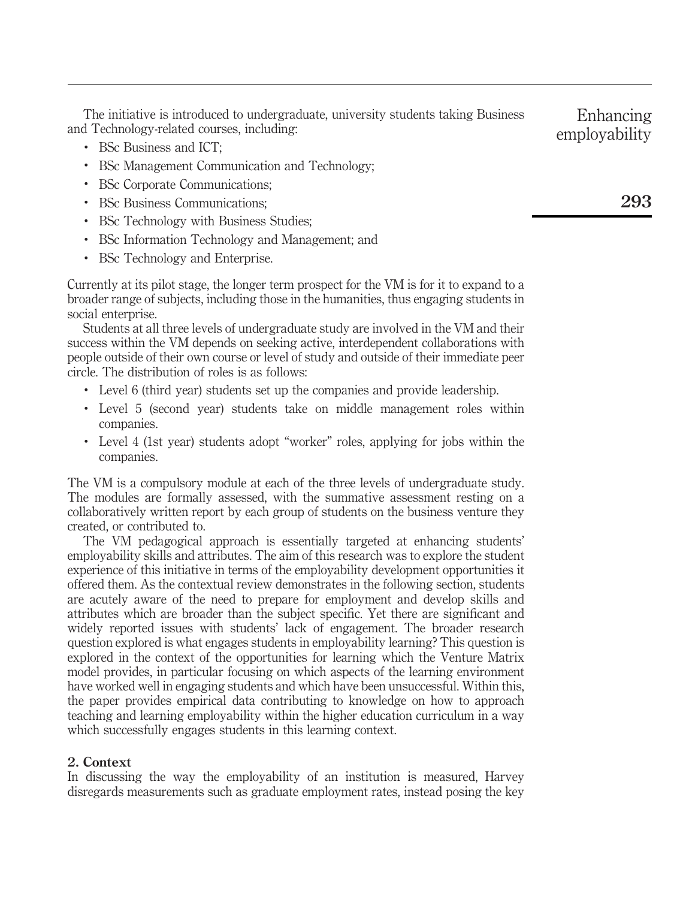The initiative is introduced to undergraduate, university students taking Business and Technology-related courses, including:

- BSc Business and ICT;
- BSc Management Communication and Technology;
- BSc Corporate Communications;
- BSc Business Communications;
- BSc Technology with Business Studies;
- BSc Information Technology and Management; and
- BSc Technology and Enterprise.

Currently at its pilot stage, the longer term prospect for the VM is for it to expand to a broader range of subjects, including those in the humanities, thus engaging students in social enterprise.

Students at all three levels of undergraduate study are involved in the VM and their success within the VM depends on seeking active, interdependent collaborations with people outside of their own course or level of study and outside of their immediate peer circle. The distribution of roles is as follows:

- Level 6 (third year) students set up the companies and provide leadership.
- Level 5 (second year) students take on middle management roles within companies.
- Level 4 (1st year) students adopt "worker" roles, applying for jobs within the companies.

The VM is a compulsory module at each of the three levels of undergraduate study. The modules are formally assessed, with the summative assessment resting on a collaboratively written report by each group of students on the business venture they created, or contributed to.

The VM pedagogical approach is essentially targeted at enhancing students' employability skills and attributes. The aim of this research was to explore the student experience of this initiative in terms of the employability development opportunities it offered them. As the contextual review demonstrates in the following section, students are acutely aware of the need to prepare for employment and develop skills and attributes which are broader than the subject specific. Yet there are significant and widely reported issues with students' lack of engagement. The broader research question explored is what engages students in employability learning? This question is explored in the context of the opportunities for learning which the Venture Matrix model provides, in particular focusing on which aspects of the learning environment have worked well in engaging students and which have been unsuccessful. Within this, the paper provides empirical data contributing to knowledge on how to approach teaching and learning employability within the higher education curriculum in a way which successfully engages students in this learning context.

## 2. Context

In discussing the way the employability of an institution is measured, Harvey disregards measurements such as graduate employment rates, instead posing the key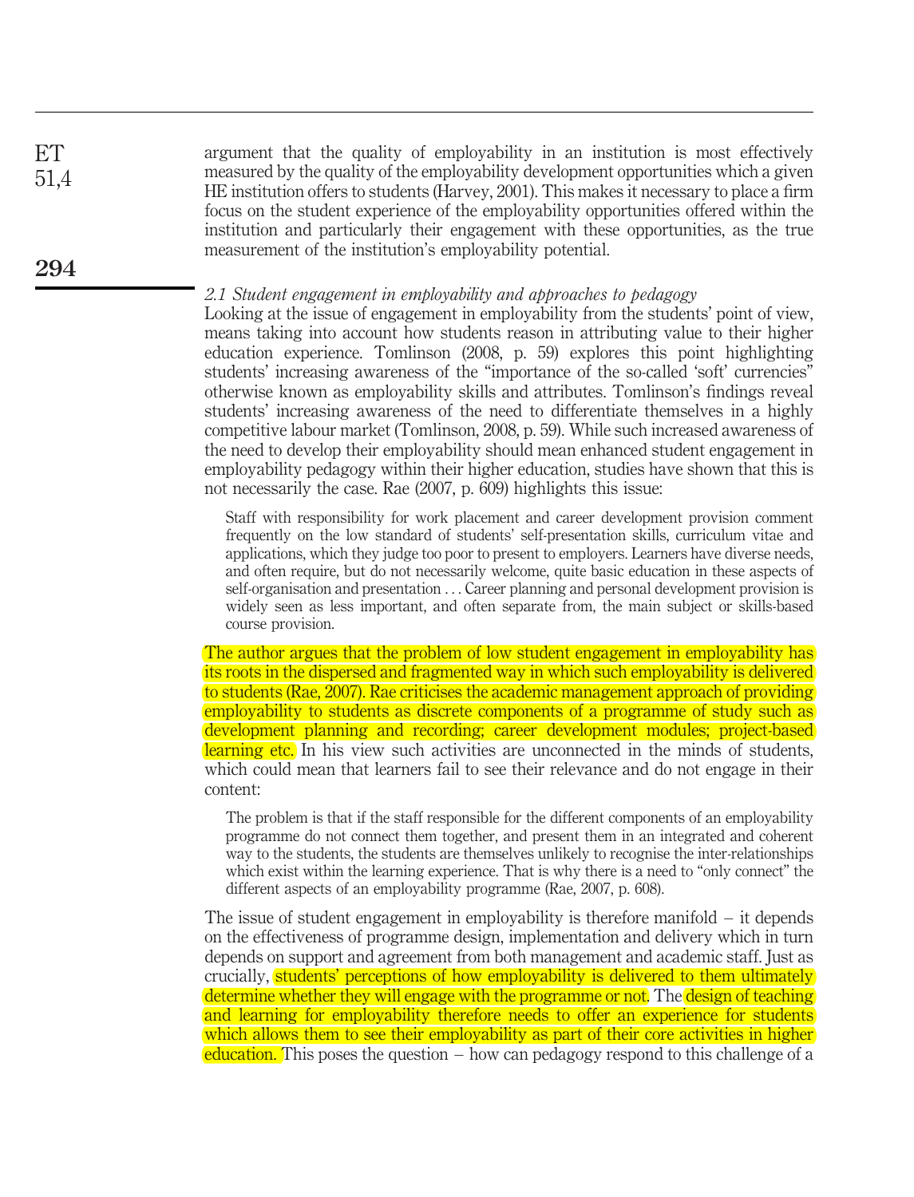argument that the quality of employability in an institution is most effectively measured by the quality of the employability development opportunities which a given HE institution offers to students (Harvey, 2001). This makes it necessary to place a firm focus on the student experience of the employability opportunities offered within the institution and particularly their engagement with these opportunities, as the true measurement of the institution's employability potential.

### *2.1 Student engagement in employability and approaches to pedagogy*

Looking at the issue of engagement in employability from the students' point of view, means taking into account how students reason in attributing value to their higher education experience. Tomlinson (2008, p. 59) explores this point highlighting students' increasing awareness of the "importance of the so-called 'soft' currencies" otherwise known as employability skills and attributes. Tomlinson's findings reveal students' increasing awareness of the need to differentiate themselves in a highly competitive labour market (Tomlinson, 2008, p. 59). While such increased awareness of the need to develop their employability should mean enhanced student engagement in employability pedagogy within their higher education, studies have shown that this is not necessarily the case. Rae (2007, p. 609) highlights this issue:

> Staff with responsibility for work placement and career development provision comment frequently on the low standard of students' self-presentation skills, curriculum vitae and applications, which they judge too poor to present to employers. Learners have diverse needs, and often require, but do not necessarily welcome, quite basic education in these aspects of self-organisation and presentation . . . Career planning and personal development provision is widely seen as less important, and often separate from, the main subject or skills-based course provision.

The author argues that the problem of low student engagement in employability has its roots in the dispersed and fragmented way in which such employability is delivered to students (Rae, 2007). Rae criticises the academic management approach of providing employability to students as discrete components of a programme of study such as development planning and recording; career development modules; project-based learning etc. In his view such activities are unconnected in the minds of students, which could mean that learners fail to see their relevance and do not engage in their content:

> The problem is that if the staff responsible for the different components of an employability programme do not connect them together, and present them in an integrated and coherent way to the students, the students are themselves unlikely to recognise the inter-relationships which exist within the learning experience. That is why there is a need to "only connect" the different aspects of an employability programme (Rae, 2007, p. 608).

The issue of student engagement in employability is therefore manifold – it depends on the effectiveness of programme design, implementation and delivery which in turn depends on support and agreement from both management and academic staff. Just as crucially, students' perceptions of how employability is delivered to them ultimately determine whether they will engage with the programme or not. The design of teaching and learning for employability therefore needs to offer an experience for students which allows them to see their employability as part of their core activities in higher education. This poses the question – how can pedagogy respond to this challenge of a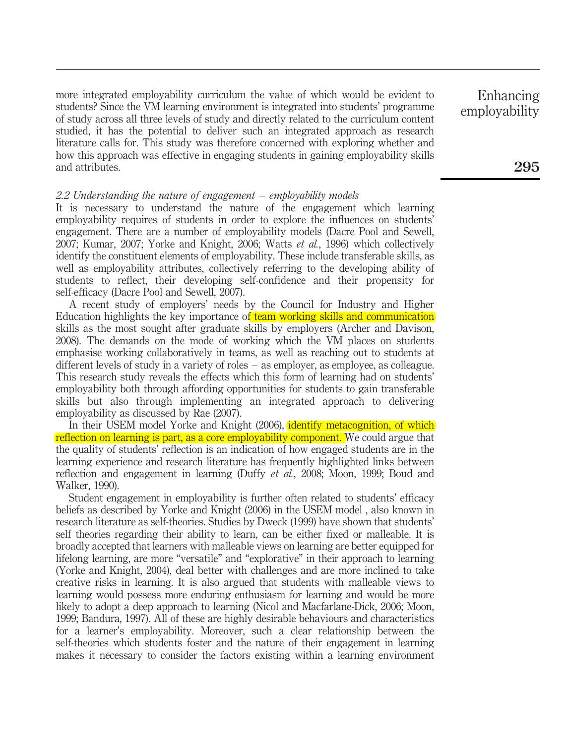more integrated employability curriculum the value of which would be evident to students? Since the VM learning environment is integrated into students' programme of study across all three levels of study and directly related to the curriculum content studied, it has the potential to deliver such an integrated approach as research literature calls for. This study was therefore concerned with exploring whether and how this approach was effective in engaging students in gaining employability skills and attributes.

### *2.2 Understanding the nature of engagement – employability models*

It is necessary to understand the nature of the engagement which learning employability requires of students in order to explore the influences on students' engagement. There are a number of employability models (Dacre Pool and Sewell, 2007; Kumar, 2007; Yorke and Knight, 2006; Watts *et al.*, 1996) which collectively identify the constituent elements of employability. These include transferable skills, as well as employability attributes, collectively referring to the developing ability of students to reflect, their developing self-confidence and their propensity for self-efficacy (Dacre Pool and Sewell, 2007).

A recent study of employers' needs by the Council for Industry and Higher Education highlights the key importance of team working skills and communication skills as the most sought after graduate skills by employers (Archer and Davison, 2008). The demands on the mode of working which the VM places on students emphasise working collaboratively in teams, as well as reaching out to students at different levels of study in a variety of roles – as employer, as employee, as colleague. This research study reveals the effects which this form of learning had on students' employability both through affording opportunities for students to gain transferable skills but also through implementing an integrated approach to delivering employability as discussed by Rae (2007).

In their USEM model Yorke and Knight (2006), identify metacognition, of which reflection on learning is part, as a core employability component. We could argue that the quality of students' reflection is an indication of how engaged students are in the learning experience and research literature has frequently highlighted links between reflection and engagement in learning (Duffy *et al.*, 2008; Moon, 1999; Boud and Walker, 1990).

Student engagement in employability is further often related to students' efficacy beliefs as described by Yorke and Knight (2006) in the USEM model , also known in research literature as self-theories. Studies by Dweck (1999) have shown that students' self theories regarding their ability to learn, can be either fixed or malleable. It is broadly accepted that learners with malleable views on learning are better equipped for lifelong learning, are more "versatile" and "explorative" in their approach to learning (Yorke and Knight, 2004), deal better with challenges and are more inclined to take creative risks in learning. It is also argued that students with malleable views to learning would possess more enduring enthusiasm for learning and would be more likely to adopt a deep approach to learning (Nicol and Macfarlane-Dick, 2006; Moon, 1999; Bandura, 1997). All of these are highly desirable behaviours and characteristics for a learner's employability. Moreover, such a clear relationship between the self-theories which students foster and the nature of their engagement in learning makes it necessary to consider the factors existing within a learning environment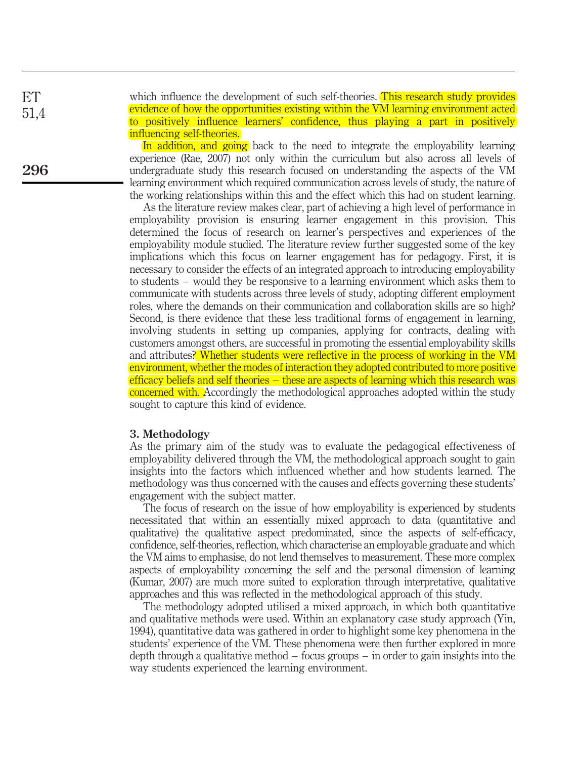which influence the development of such self-theories. This research study provides evidence of how the opportunities existing within the VM learning environment acted to positively influence learners' confidence, thus playing a part in positively influencing self-theories.

In addition, and going back to the need to integrate the employability learning experience (Rae, 2007) not only within the curriculum but also across all levels of undergraduate study this research focused on understanding the aspects of the VM learning environment which required communication across levels of study, the nature of the working relationships within this and the effect which this had on student learning.

As the literature review makes clear, part of achieving a high level of performance in employability provision is ensuring learner engagement in this provision. This determined the focus of research on learner's perspectives and experiences of the employability module studied. The literature review further suggested some of the key implications which this focus on learner engagement has for pedagogy. First, it is necessary to consider the effects of an integrated approach to introducing employability to students – would they be responsive to a learning environment which asks them to communicate with students across three levels of study, adopting different employment roles, where the demands on their communication and collaboration skills are so high? Second, is there evidence that these less traditional forms of engagement in learning, involving students in setting up companies, applying for contracts, dealing with customers amongst others, are successful in promoting the essential employability skills and attributes? Whether students were reflective in the process of working in the VM environment, whether the modes of interaction they adopted contributed to more positive efficacy beliefs and self theories – these are aspects of learning which this research was concerned with. Accordingly the methodological approaches adopted within the study sought to capture this kind of evidence.

## 3. Methodology

As the primary aim of the study was to evaluate the pedagogical effectiveness of employability delivered through the VM, the methodological approach sought to gain insights into the factors which influenced whether and how students learned. The methodology was thus concerned with the causes and effects governing these students' engagement with the subject matter.

The focus of research on the issue of how employability is experienced by students necessitated that within an essentially mixed approach to data (quantitative and qualitative) the qualitative aspect predominated, since the aspects of self-efficacy, confidence, self-theories, reflection, which characterise an employable graduate and which the VM aims to emphasise, do not lend themselves to measurement. These more complex aspects of employability concerning the self and the personal dimension of learning (Kumar, 2007) are much more suited to exploration through interpretative, qualitative approaches and this was reflected in the methodological approach of this study.

The methodology adopted utilised a mixed approach, in which both quantitative and qualitative methods were used. Within an explanatory case study approach (Yin, 1994), quantitative data was gathered in order to highlight some key phenomena in the students' experience of the VM. These phenomena were then further explored in more depth through a qualitative method – focus groups – in order to gain insights into the way students experienced the learning environment.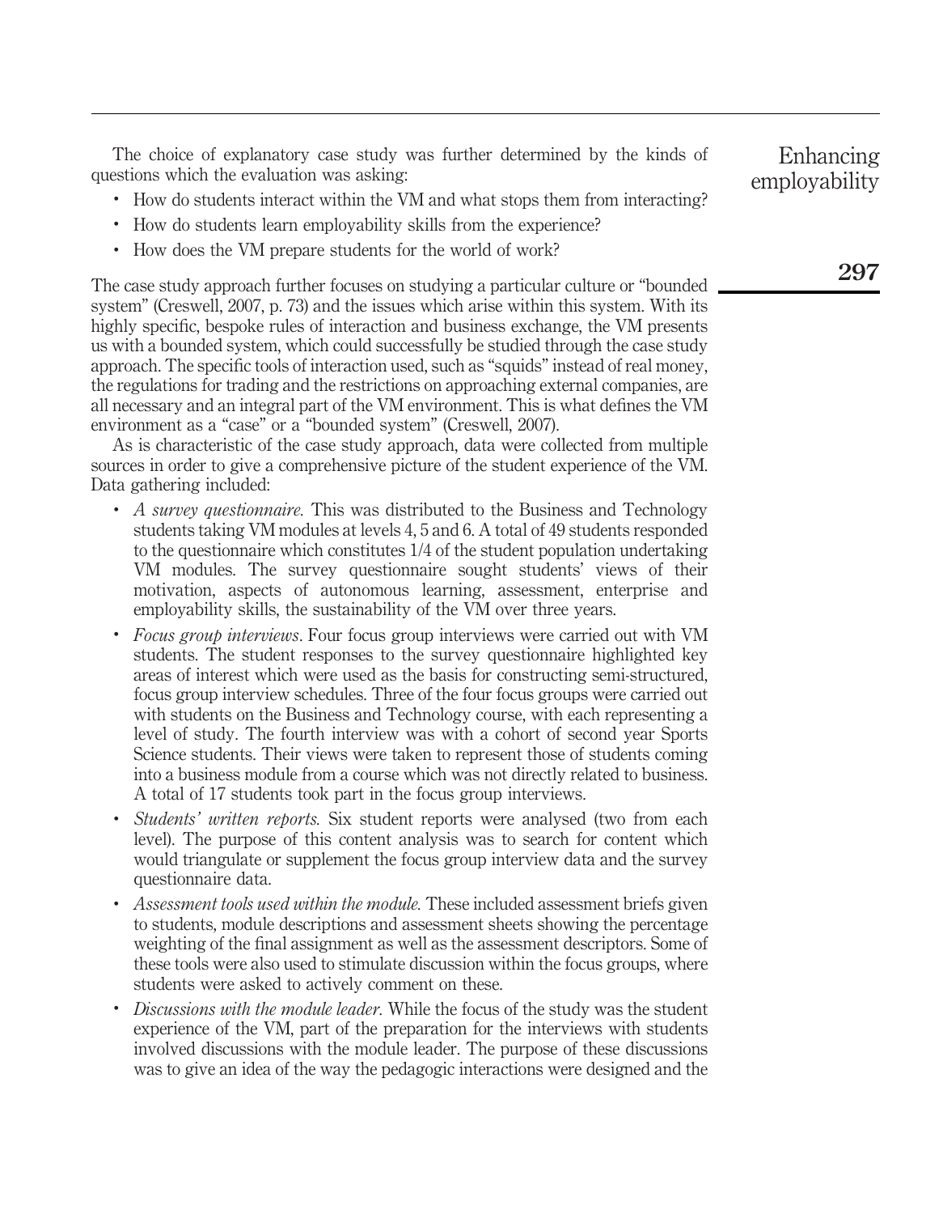The choice of explanatory case study was further determined by the kinds of questions which the evaluation was asking:

- How do students interact within the VM and what stops them from interacting?
- How do students learn employability skills from the experience?
- How does the VM prepare students for the world of work?

The case study approach further focuses on studying a particular culture or "bounded system" (Creswell, 2007, p. 73) and the issues which arise within this system. With its highly specific, bespoke rules of interaction and business exchange, the VM presents us with a bounded system, which could successfully be studied through the case study approach. The specific tools of interaction used, such as "squids" instead of real money, the regulations for trading and the restrictions on approaching external companies, are all necessary and an integral part of the VM environment. This is what defines the VM environment as a "case" or a "bounded system" (Creswell, 2007).

As is characteristic of the case study approach, data were collected from multiple sources in order to give a comprehensive picture of the student experience of the VM. Data gathering included:

- *A survey questionnaire.* This was distributed to the Business and Technology students taking VM modules at levels 4, 5 and 6. A total of 49 students responded to the questionnaire which constitutes 1/4 of the student population undertaking VM modules. The survey questionnaire sought students' views of their motivation, aspects of autonomous learning, assessment, enterprise and employability skills, the sustainability of the VM over three years.
- *Focus group interviews*. Four focus group interviews were carried out with VM students. The student responses to the survey questionnaire highlighted key areas of interest which were used as the basis for constructing semi-structured, focus group interview schedules. Three of the four focus groups were carried out with students on the Business and Technology course, with each representing a level of study. The fourth interview was with a cohort of second year Sports Science students. Their views were taken to represent those of students coming into a business module from a course which was not directly related to business. A total of 17 students took part in the focus group interviews.
- *Students' written reports.* Six student reports were analysed (two from each level). The purpose of this content analysis was to search for content which would triangulate or supplement the focus group interview data and the survey questionnaire data.
- *Assessment tools used within the module.* These included assessment briefs given to students, module descriptions and assessment sheets showing the percentage weighting of the final assignment as well as the assessment descriptors. Some of these tools were also used to stimulate discussion within the focus groups, where students were asked to actively comment on these.
- *Discussions with the module leader.* While the focus of the study was the student experience of the VM, part of the preparation for the interviews with students involved discussions with the module leader. The purpose of these discussions was to give an idea of the way the pedagogic interactions were designed and the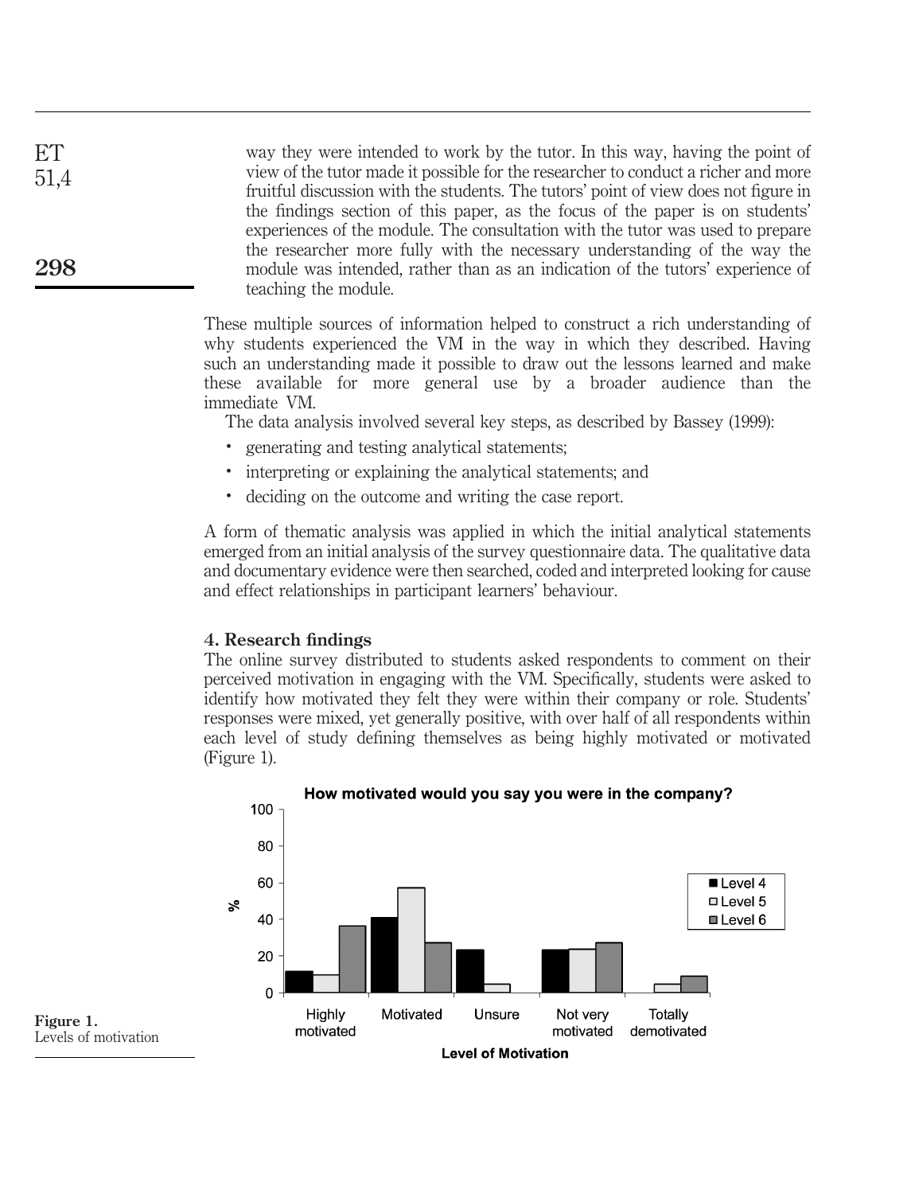way they were intended to work by the tutor. In this way, having the point of view of the tutor made it possible for the researcher to conduct a richer and more fruitful discussion with the students. The tutors' point of view does not figure in the findings section of this paper, as the focus of the paper is on students' experiences of the module. The consultation with the tutor was used to prepare the researcher more fully with the necessary understanding of the way the module was intended, rather than as an indication of the tutors' experience of teaching the module.

These multiple sources of information helped to construct a rich understanding of why students experienced the VM in the way in which they described. Having such an understanding made it possible to draw out the lessons learned and make these available for more general use by a broader audience than the immediate VM.

The data analysis involved several key steps, as described by Bassey (1999):

- generating and testing analytical statements;
- interpreting or explaining the analytical statements; and
- deciding on the outcome and writing the case report.

A form of thematic analysis was applied in which the initial analytical statements emerged from an initial analysis of the survey questionnaire data. The qualitative data and documentary evidence were then searched, coded and interpreted looking for cause and effect relationships in participant learners' behaviour.

## 4. Research findings

The online survey distributed to students asked respondents to comment on their perceived motivation in engaging with the VM. Specifically, students were asked to identify how motivated they felt they were within their company or role. Students' responses were mixed, yet generally positive, with over half of all respondents within each level of study defining themselves as being highly motivated or motivated (Figure 1).

**Figure 1.** Levels of motivation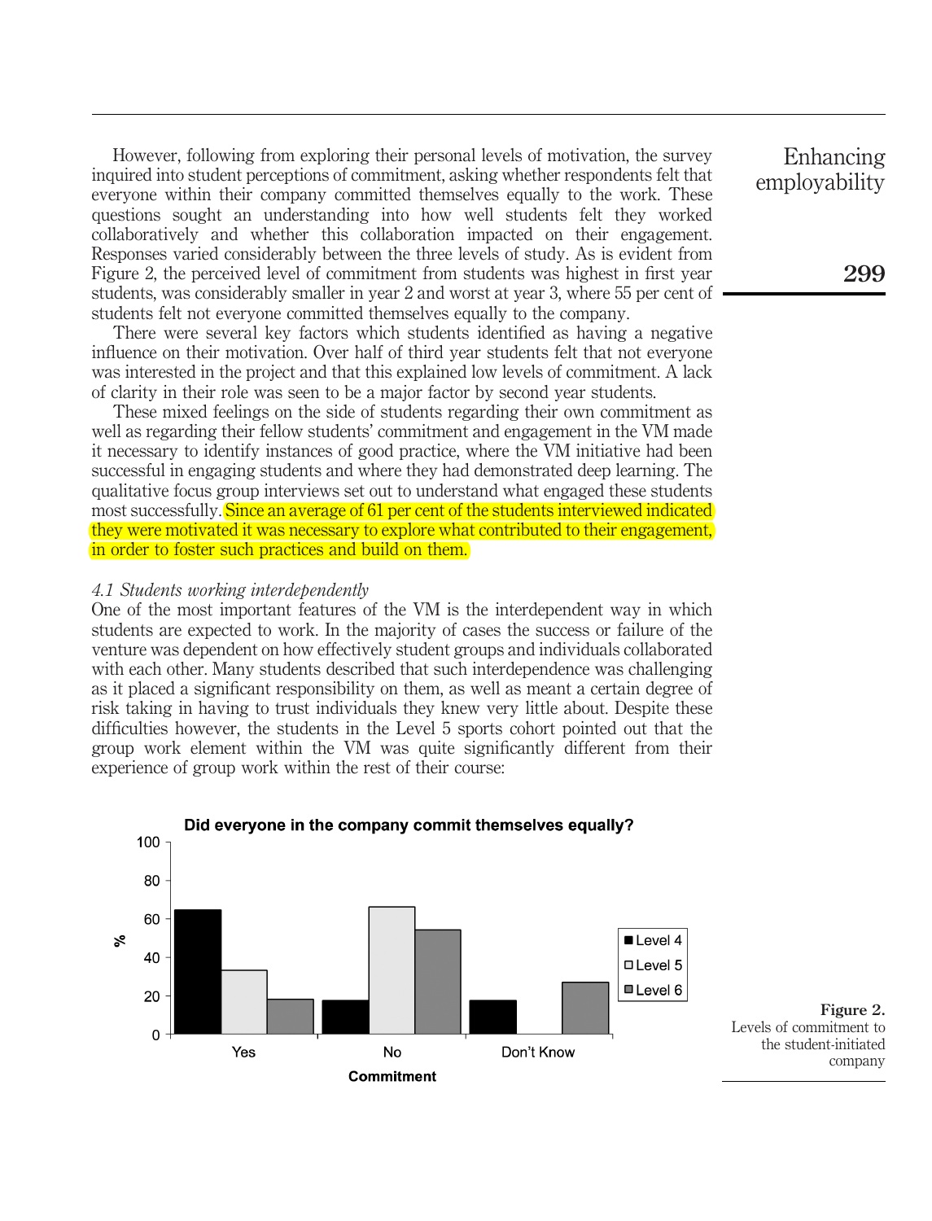However, following from exploring their personal levels of motivation, the survey inquired into student perceptions of commitment, asking whether respondents felt that everyone within their company committed themselves equally to the work. These questions sought an understanding into how well students felt they worked collaboratively and whether this collaboration impacted on their engagement. Responses varied considerably between the three levels of study. As is evident from Figure 2, the perceived level of commitment from students was highest in first year students, was considerably smaller in year 2 and worst at year 3, where 55 per cent of students felt not everyone committed themselves equally to the company.

There were several key factors which students identified as having a negative influence on their motivation. Over half of third year students felt that not everyone was interested in the project and that this explained low levels of commitment. A lack of clarity in their role was seen to be a major factor by second year students.

These mixed feelings on the side of students regarding their own commitment as well as regarding their fellow students' commitment and engagement in the VM made it necessary to identify instances of good practice, where the VM initiative had been successful in engaging students and where they had demonstrated deep learning. The qualitative focus group interviews set out to understand what engaged these students most successfully. Since an average of 61 per cent of the students interviewed indicated they were motivated it was necessary to explore what contributed to their engagement, in order to foster such practices and build on them.

### *4.1 Students working interdependently*

One of the most important features of the VM is the interdependent way in which students are expected to work. In the majority of cases the success or failure of the venture was dependent on how effectively student groups and individuals collaborated with each other. Many students described that such interdependence was challenging as it placed a significant responsibility on them, as well as meant a certain degree of risk taking in having to trust individuals they knew very little about. Despite these difficulties however, the students in the Level 5 sports cohort pointed out that the group work element within the VM was quite significantly different from their experience of group work within the rest of their course:

Did everyone in the company commit themselves equally?

100
80
60
40
20
0

%

Yes
No
Don't Know

Commitment

Level 4
Level 5
Level 6

**Figure 2.**
Levels of commitment to the student-initiated company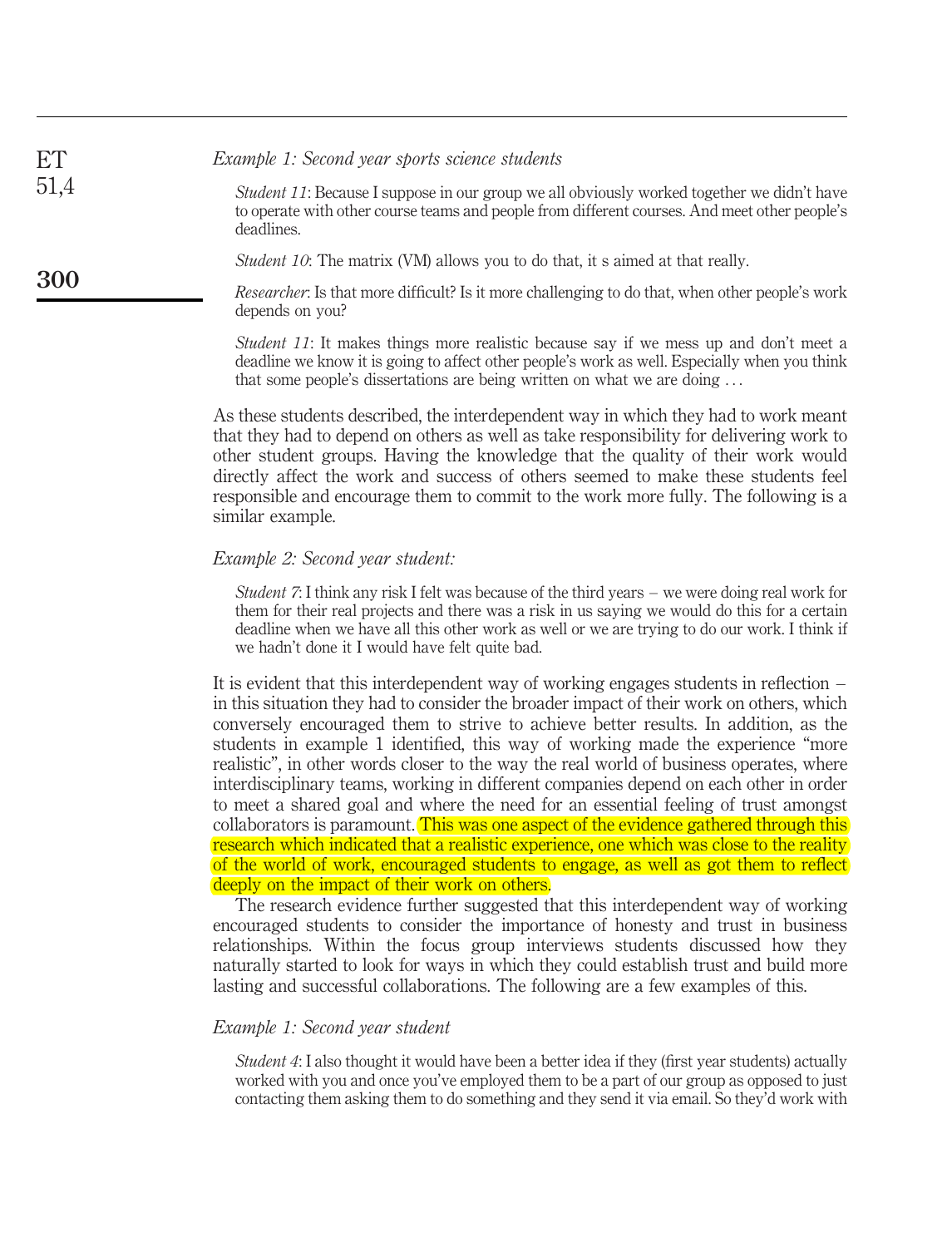*Example 1: Second year sports science students*

> *Student 11*: Because I suppose in our group we all obviously worked together we didn't have to operate with other course teams and people from different courses. And meet other people's deadlines.
>
> *Student 10*: The matrix (VM) allows you to do that, it s aimed at that really.
>
> *Researcher*: Is that more difficult? Is it more challenging to do that, when other people's work depends on you?
>
> *Student 11*: It makes things more realistic because say if we mess up and don't meet a deadline we know it is going to affect other people's work as well. Especially when you think that some people's dissertations are being written on what we are doing . . .

As these students described, the interdependent way in which they had to work meant that they had to depend on others as well as take responsibility for delivering work to other student groups. Having the knowledge that the quality of their work would directly affect the work and success of others seemed to make these students feel responsible and encourage them to commit to the work more fully. The following is a similar example.

*Example 2: Second year student:*

> *Student 7*: I think any risk I felt was because of the third years – we were doing real work for them for their real projects and there was a risk in us saying we would do this for a certain deadline when we have all this other work as well or we are trying to do our work. I think if we hadn't done it I would have felt quite bad.

It is evident that this interdependent way of working engages students in reflection – in this situation they had to consider the broader impact of their work on others, which conversely encouraged them to strive to achieve better results. In addition, as the students in example 1 identified, this way of working made the experience "more realistic", in other words closer to the way the real world of business operates, where interdisciplinary teams, working in different companies depend on each other in order to meet a shared goal and where the need for an essential feeling of trust amongst collaborators is paramount. This was one aspect of the evidence gathered through this research which indicated that a realistic experience, one which was close to the reality of the world of work, encouraged students to engage, as well as got them to reflect deeply on the impact of their work on others.

The research evidence further suggested that this interdependent way of working encouraged students to consider the importance of honesty and trust in business relationships. Within the focus group interviews students discussed how they naturally started to look for ways in which they could establish trust and build more lasting and successful collaborations. The following are a few examples of this.

*Example 1: Second year student*

> *Student 4*: I also thought it would have been a better idea if they (first year students) actually worked with you and once you've employed them to be a part of our group as opposed to just contacting them asking them to do something and they send it via email. So they'd work with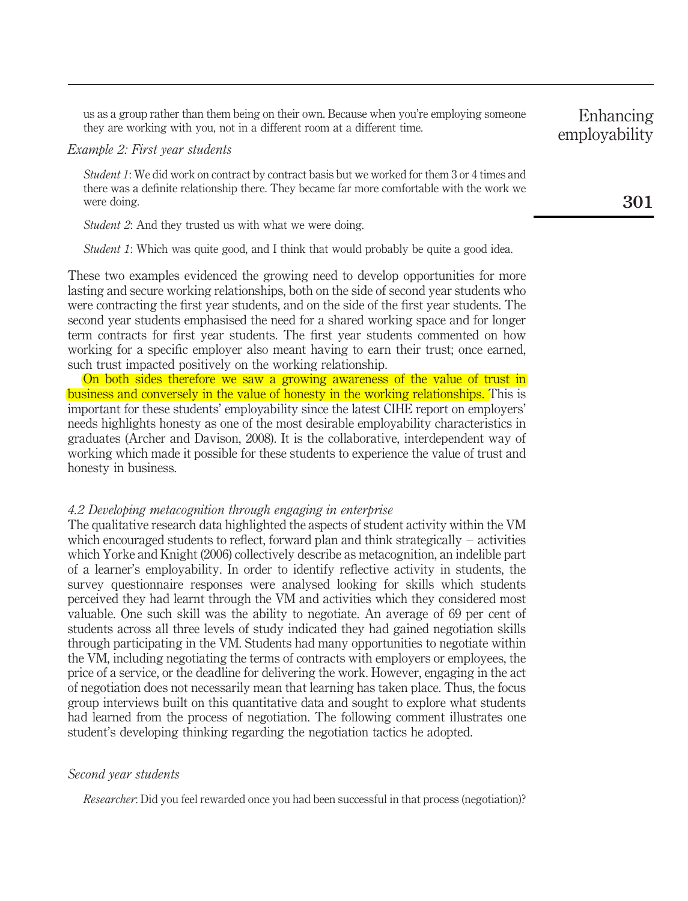us as a group rather than them being on their own. Because when you're employing someone they are working with you, not in a different room at a different time.

*Example 2: First year students*

*Student 1*: We did work on contract by contract basis but we worked for them 3 or 4 times and there was a definite relationship there. They became far more comfortable with the work we were doing.

*Student 2*: And they trusted us with what we were doing.

*Student 1*: Which was quite good, and I think that would probably be quite a good idea.

These two examples evidenced the growing need to develop opportunities for more lasting and secure working relationships, both on the side of second year students who were contracting the first year students, and on the side of the first year students. The second year students emphasised the need for a shared working space and for longer term contracts for first year students. The first year students commented on how working for a specific employer also meant having to earn their trust; once earned, such trust impacted positively on the working relationship.

On both sides therefore we saw a growing awareness of the value of trust in business and conversely in the value of honesty in the working relationships. This is important for these students' employability since the latest CIHE report on employers' needs highlights honesty as one of the most desirable employability characteristics in graduates (Archer and Davison, 2008). It is the collaborative, interdependent way of working which made it possible for these students to experience the value of trust and honesty in business.

### *4.2 Developing metacognition through engaging in enterprise*

The qualitative research data highlighted the aspects of student activity within the VM which encouraged students to reflect, forward plan and think strategically – activities which Yorke and Knight (2006) collectively describe as metacognition, an indelible part of a learner's employability. In order to identify reflective activity in students, the survey questionnaire responses were analysed looking for skills which students perceived they had learnt through the VM and activities which they considered most valuable. One such skill was the ability to negotiate. An average of 69 per cent of students across all three levels of study indicated they had gained negotiation skills through participating in the VM. Students had many opportunities to negotiate within the VM, including negotiating the terms of contracts with employers or employees, the price of a service, or the deadline for delivering the work. However, engaging in the act of negotiation does not necessarily mean that learning has taken place. Thus, the focus group interviews built on this quantitative data and sought to explore what students had learned from the process of negotiation. The following comment illustrates one student's developing thinking regarding the negotiation tactics he adopted.

*Second year students*

*Researcher*: Did you feel rewarded once you had been successful in that process (negotiation)?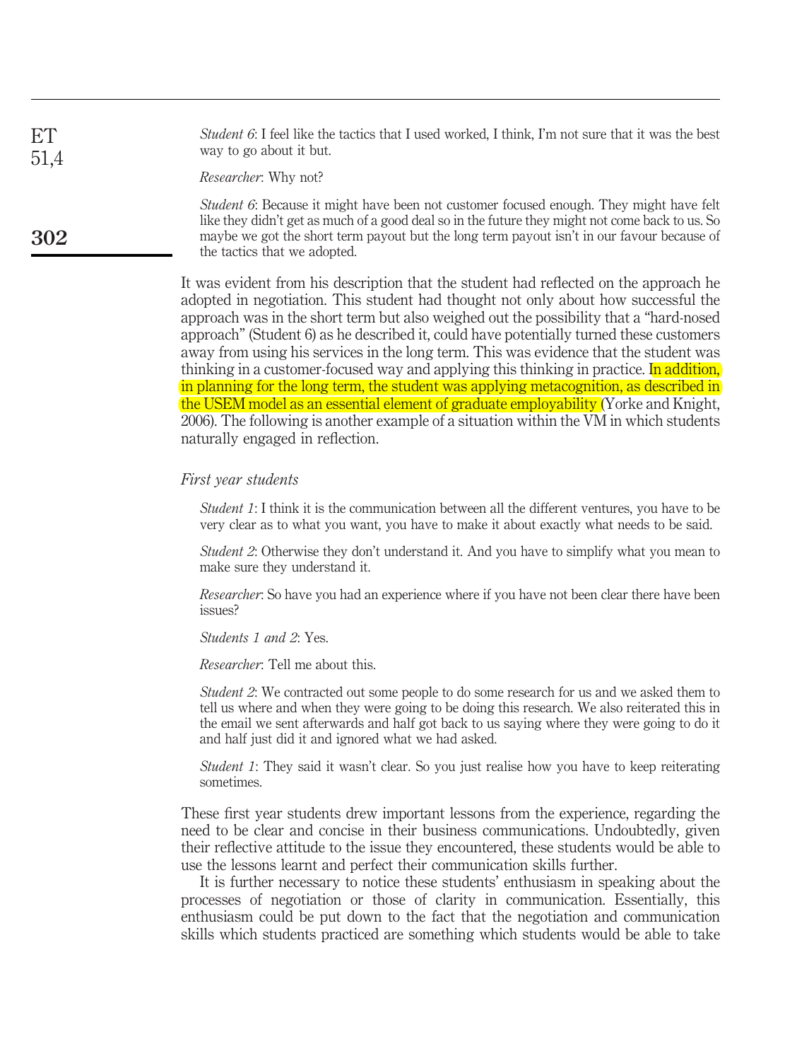*Student 6*: I feel like the tactics that I used worked, I think, I'm not sure that it was the best way to go about it but.

*Researcher*: Why not?

*Student 6*: Because it might have been not customer focused enough. They might have felt like they didn't get as much of a good deal so in the future they might not come back to us. So maybe we got the short term payout but the long term payout isn't in our favour because of the tactics that we adopted.

It was evident from his description that the student had reflected on the approach he adopted in negotiation. This student had thought not only about how successful the approach was in the short term but also weighed out the possibility that a "hard-nosed approach" (Student 6) as he described it, could have potentially turned these customers away from using his services in the long term. This was evidence that the student was thinking in a customer-focused way and applying this thinking in practice. In addition, in planning for the long term, the student was applying metacognition, as described in the USEM model as an essential element of graduate employability (Yorke and Knight, 2006). The following is another example of a situation within the VM in which students naturally engaged in reflection.

*First year students*

*Student 1*: I think it is the communication between all the different ventures, you have to be very clear as to what you want, you have to make it about exactly what needs to be said.

*Student 2*: Otherwise they don't understand it. And you have to simplify what you mean to make sure they understand it.

*Researcher*: So have you had an experience where if you have not been clear there have been issues?

*Students 1 and 2*: Yes.

*Researcher*: Tell me about this.

*Student 2*: We contracted out some people to do some research for us and we asked them to tell us where and when they were going to be doing this research. We also reiterated this in the email we sent afterwards and half got back to us saying where they were going to do it and half just did it and ignored what we had asked.

*Student 1*: They said it wasn't clear. So you just realise how you have to keep reiterating sometimes.

These first year students drew important lessons from the experience, regarding the need to be clear and concise in their business communications. Undoubtedly, given their reflective attitude to the issue they encountered, these students would be able to use the lessons learnt and perfect their communication skills further.

It is further necessary to notice these students' enthusiasm in speaking about the processes of negotiation or those of clarity in communication. Essentially, this enthusiasm could be put down to the fact that the negotiation and communication skills which students practiced are something which students would be able to take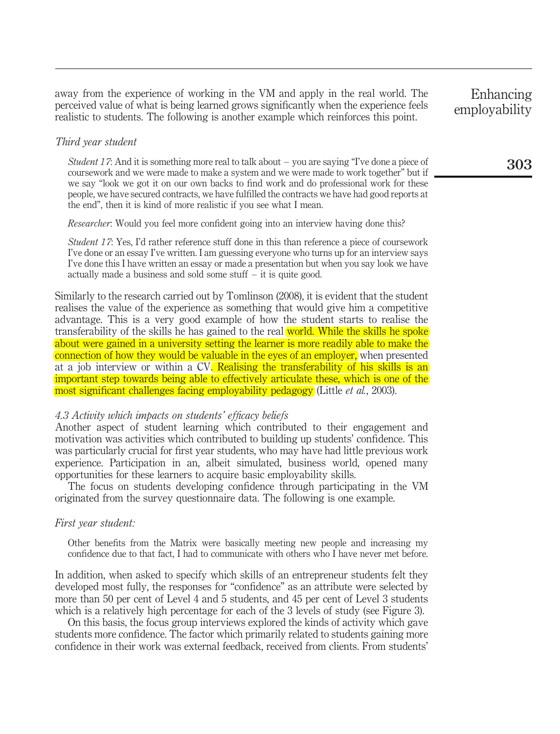away from the experience of working in the VM and apply in the real world. The perceived value of what is being learned grows significantly when the experience feels realistic to students. The following is another example which reinforces this point.

*Third year student*

> *Student 17*: And it is something more real to talk about – you are saying "I've done a piece of coursework and we were made to make a system and we were made to work together" but if we say "look we got it on our own backs to find work and do professional work for these people, we have secured contracts, we have fulfilled the contracts we have had good reports at the end", then it is kind of more realistic if you see what I mean.
>
> *Researcher*: Would you feel more confident going into an interview having done this?
>
> *Student 17*: Yes, I'd rather reference stuff done in this than reference a piece of coursework I've done or an essay I've written. I am guessing everyone who turns up for an interview says I've done this I have written an essay or made a presentation but when you say look we have actually made a business and sold some stuff – it is quite good.

Similarly to the research carried out by Tomlinson (2008), it is evident that the student realises the value of the experience as something that would give him a competitive advantage. This is a very good example of how the student starts to realise the transferability of the skills he has gained to the real world. While the skills he spoke about were gained in a university setting the learner is more readily able to make the connection of how they would be valuable in the eyes of an employer, when presented at a job interview or within a CV. Realising the transferability of his skills is an important step towards being able to effectively articulate these, which is one of the most significant challenges facing employability pedagogy (Little *et al.*, 2003).

### 4.3 Activity which impacts on students' efficacy beliefs

Another aspect of student learning which contributed to their engagement and motivation was activities which contributed to building up students' confidence. This was particularly crucial for first year students, who may have had little previous work experience. Participation in an, albeit simulated, business world, opened many opportunities for these learners to acquire basic employability skills.

The focus on students developing confidence through participating in the VM originated from the survey questionnaire data. The following is one example.

*First year student:*

> Other benefits from the Matrix were basically meeting new people and increasing my confidence due to that fact, I had to communicate with others who I have never met before.

In addition, when asked to specify which skills of an entrepreneur students felt they developed most fully, the responses for "confidence" as an attribute were selected by more than 50 per cent of Level 4 and 5 students, and 45 per cent of Level 3 students which is a relatively high percentage for each of the 3 levels of study (see Figure 3).

On this basis, the focus group interviews explored the kinds of activity which gave students more confidence. The factor which primarily related to students gaining more confidence in their work was external feedback, received from clients. From students'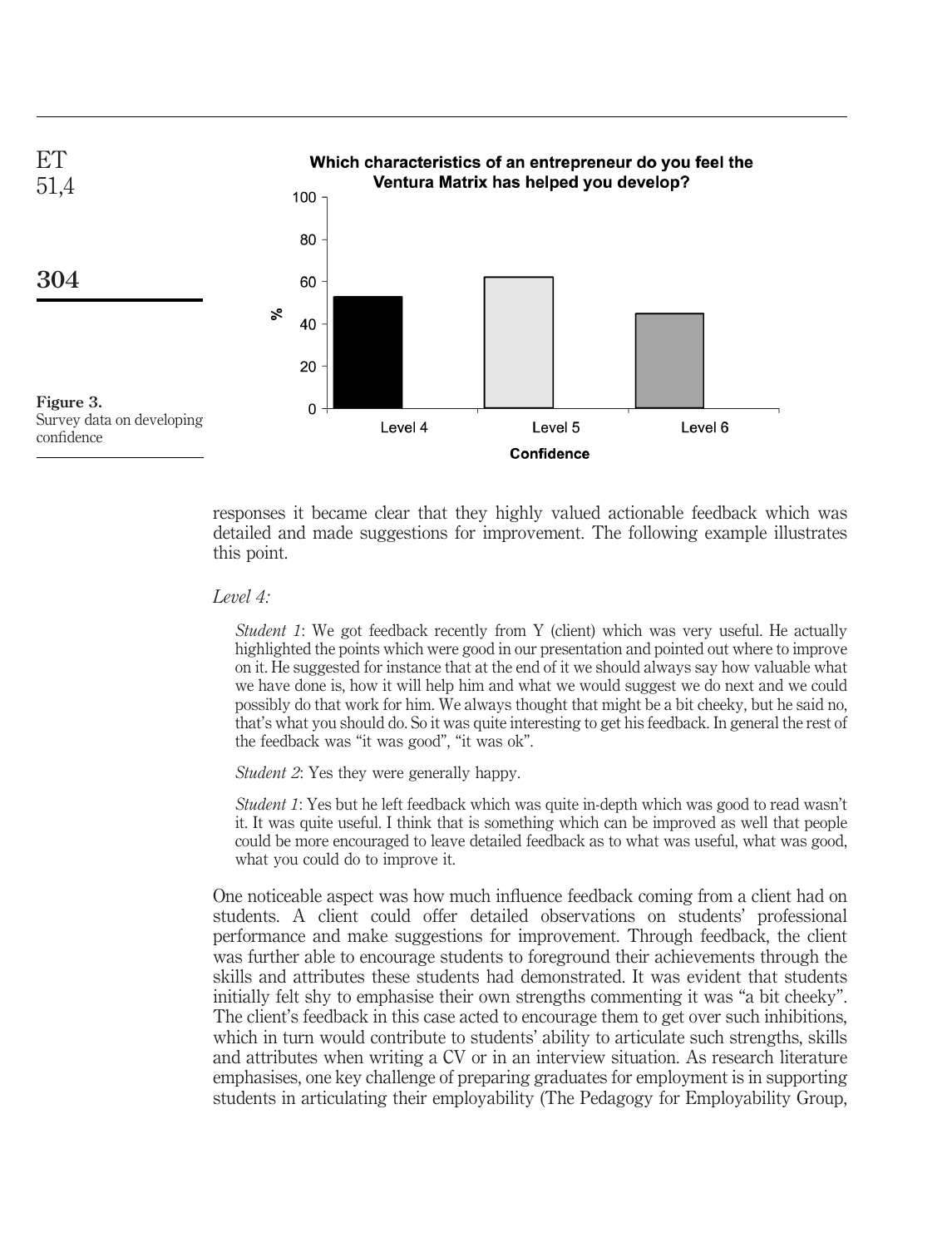**Figure 3.** Survey data on developing confidence

responses it became clear that they highly valued actionable feedback which was detailed and made suggestions for improvement. The following example illustrates this point.

*Level 4:*

> *Student 1*: We got feedback recently from Y (client) which was very useful. He actually highlighted the points which were good in our presentation and pointed out where to improve on it. He suggested for instance that at the end of it we should always say how valuable what we have done is, how it will help him and what we would suggest we do next and we could possibly do that work for him. We always thought that might be a bit cheeky, but he said no, that's what you should do. So it was quite interesting to get his feedback. In general the rest of the feedback was "it was good", "it was ok".
>
> *Student 2*: Yes they were generally happy.
>
> *Student 1*: Yes but he left feedback which was quite in-depth which was good to read wasn't it. It was quite useful. I think that is something which can be improved as well that people could be more encouraged to leave detailed feedback as to what was useful, what was good, what you could do to improve it.

One noticeable aspect was how much influence feedback coming from a client had on students. A client could offer detailed observations on students' professional performance and make suggestions for improvement. Through feedback, the client was further able to encourage students to foreground their achievements through the skills and attributes these students had demonstrated. It was evident that students initially felt shy to emphasise their own strengths commenting it was "a bit cheeky". The client's feedback in this case acted to encourage them to get over such inhibitions, which in turn would contribute to students' ability to articulate such strengths, skills and attributes when writing a CV or in an interview situation. As research literature emphasises, one key challenge of preparing graduates for employment is in supporting students in articulating their employability (The Pedagogy for Employability Group,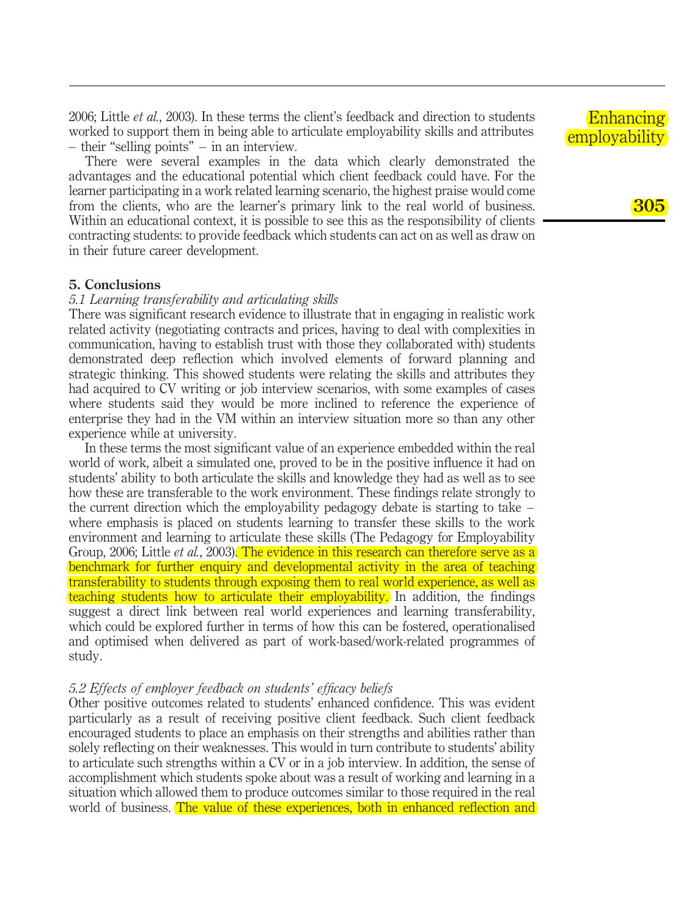2006; Little *et al.*, 2003). In these terms the client's feedback and direction to students worked to support them in being able to articulate employability skills and attributes – their "selling points" – in an interview.

There were several examples in the data which clearly demonstrated the advantages and the educational potential which client feedback could have. For the learner participating in a work related learning scenario, the highest praise would come from the clients, who are the learner's primary link to the real world of business. Within an educational context, it is possible to see this as the responsibility of clients contracting students: to provide feedback which students can act on as well as draw on in their future career development.

## 5. Conclusions

### *5.1 Learning transferability and articulating skills*

There was significant research evidence to illustrate that in engaging in realistic work related activity (negotiating contracts and prices, having to deal with complexities in communication, having to establish trust with those they collaborated with) students demonstrated deep reflection which involved elements of forward planning and strategic thinking. This showed students were relating the skills and attributes they had acquired to CV writing or job interview scenarios, with some examples of cases where students said they would be more inclined to reference the experience of enterprise they had in the VM within an interview situation more so than any other experience while at university.

In these terms the most significant value of an experience embedded within the real world of work, albeit a simulated one, proved to be in the positive influence it had on students' ability to both articulate the skills and knowledge they had as well as to see how these are transferable to the work environment. These findings relate strongly to the current direction which the employability pedagogy debate is starting to take – where emphasis is placed on students learning to transfer these skills to the work environment and learning to articulate these skills (The Pedagogy for Employability Group, 2006; Little *et al.*, 2003). The evidence in this research can therefore serve as a benchmark for further enquiry and developmental activity in the area of teaching transferability to students through exposing them to real world experience, as well as teaching students how to articulate their employability. In addition, the findings suggest a direct link between real world experiences and learning transferability, which could be explored further in terms of how this can be fostered, operationalised and optimised when delivered as part of work-based/work-related programmes of study.

### *5.2 Effects of employer feedback on students' efficacy beliefs*

Other positive outcomes related to students' enhanced confidence. This was evident particularly as a result of receiving positive client feedback. Such client feedback encouraged students to place an emphasis on their strengths and abilities rather than solely reflecting on their weaknesses. This would in turn contribute to students' ability to articulate such strengths within a CV or in a job interview. In addition, the sense of accomplishment which students spoke about was a result of working and learning in a situation which allowed them to produce outcomes similar to those required in the real world of business. The value of these experiences, both in enhanced reflection and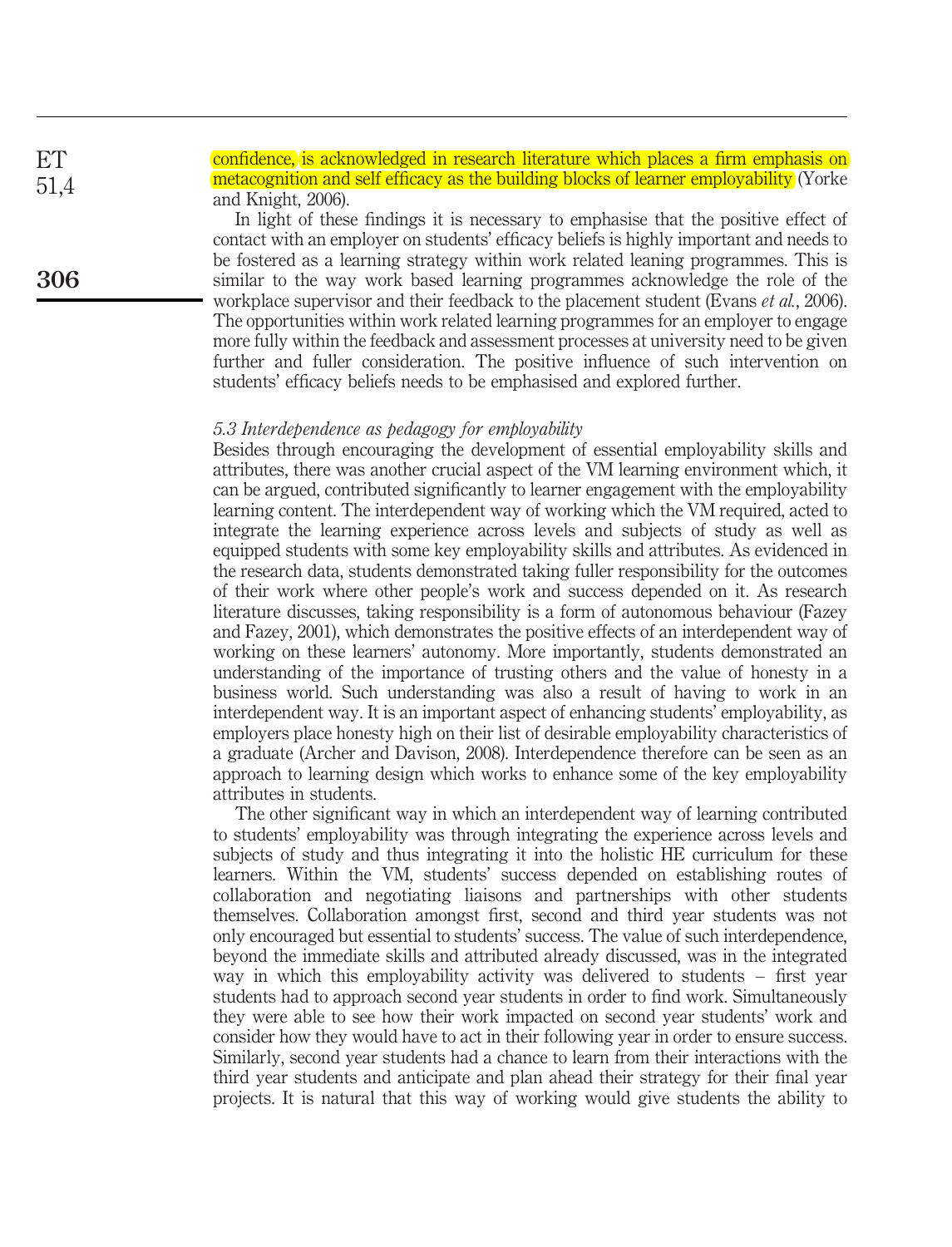confidence, is acknowledged in research literature which places a firm emphasis on metacognition and self efficacy as the building blocks of learner employability (Yorke and Knight, 2006).

In light of these findings it is necessary to emphasise that the positive effect of contact with an employer on students' efficacy beliefs is highly important and needs to be fostered as a learning strategy within work related leaning programmes. This is similar to the way work based learning programmes acknowledge the role of the workplace supervisor and their feedback to the placement student (Evans *et al.*, 2006). The opportunities within work related learning programmes for an employer to engage more fully within the feedback and assessment processes at university need to be given further and fuller consideration. The positive influence of such intervention on students' efficacy beliefs needs to be emphasised and explored further.

### *5.3 Interdependence as pedagogy for employability*

Besides through encouraging the development of essential employability skills and attributes, there was another crucial aspect of the VM learning environment which, it can be argued, contributed significantly to learner engagement with the employability learning content. The interdependent way of working which the VM required, acted to integrate the learning experience across levels and subjects of study as well as equipped students with some key employability skills and attributes. As evidenced in the research data, students demonstrated taking fuller responsibility for the outcomes of their work where other people's work and success depended on it. As research literature discusses, taking responsibility is a form of autonomous behaviour (Fazey and Fazey, 2001), which demonstrates the positive effects of an interdependent way of working on these learners' autonomy. More importantly, students demonstrated an understanding of the importance of trusting others and the value of honesty in a business world. Such understanding was also a result of having to work in an interdependent way. It is an important aspect of enhancing students' employability, as employers place honesty high on their list of desirable employability characteristics of a graduate (Archer and Davison, 2008). Interdependence therefore can be seen as an approach to learning design which works to enhance some of the key employability attributes in students.

The other significant way in which an interdependent way of learning contributed to students' employability was through integrating the experience across levels and subjects of study and thus integrating it into the holistic HE curriculum for these learners. Within the VM, students' success depended on establishing routes of collaboration and negotiating liaisons and partnerships with other students themselves. Collaboration amongst first, second and third year students was not only encouraged but essential to students' success. The value of such interdependence, beyond the immediate skills and attributed already discussed, was in the integrated way in which this employability activity was delivered to students – first year students had to approach second year students in order to find work. Simultaneously they were able to see how their work impacted on second year students' work and consider how they would have to act in their following year in order to ensure success. Similarly, second year students had a chance to learn from their interactions with the third year students and anticipate and plan ahead their strategy for their final year projects. It is natural that this way of working would give students the ability to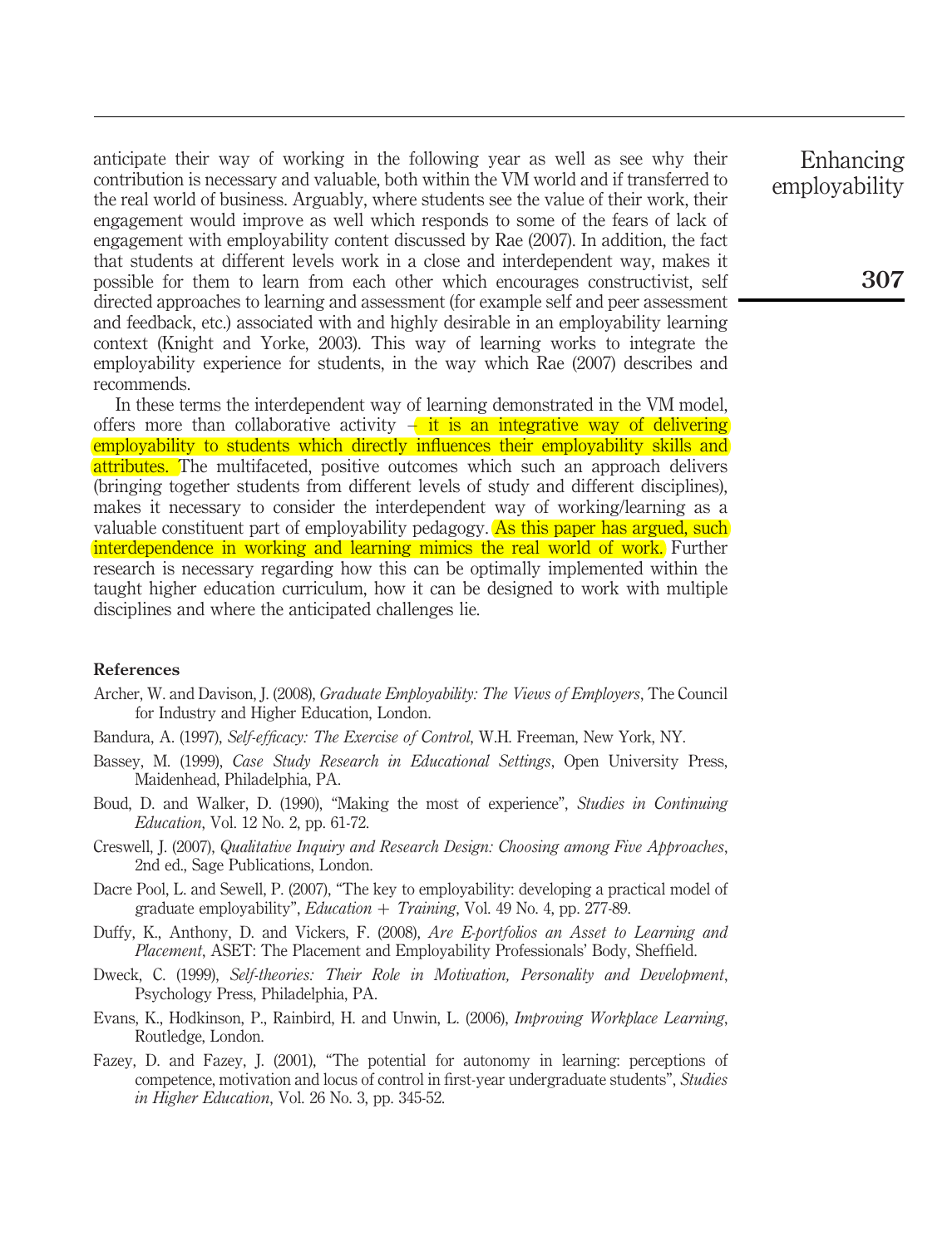anticipate their way of working in the following year as well as see why their contribution is necessary and valuable, both within the VM world and if transferred to the real world of business. Arguably, where students see the value of their work, their engagement would improve as well which responds to some of the fears of lack of engagement with employability content discussed by Rae (2007). In addition, the fact that students at different levels work in a close and interdependent way, makes it possible for them to learn from each other which encourages constructivist, self directed approaches to learning and assessment (for example self and peer assessment and feedback, etc.) associated with and highly desirable in an employability learning context (Knight and Yorke, 2003). This way of learning works to integrate the employability experience for students, in the way which Rae (2007) describes and recommends.

In these terms the interdependent way of learning demonstrated in the VM model, offers more than collaborative activity – it is an integrative way of delivering employability to students which directly influences their employability skills and attributes. The multifaceted, positive outcomes which such an approach delivers (bringing together students from different levels of study and different disciplines), makes it necessary to consider the interdependent way of working/learning as a valuable constituent part of employability pedagogy. As this paper has argued, such interdependence in working and learning mimics the real world of work. Further research is necessary regarding how this can be optimally implemented within the taught higher education curriculum, how it can be designed to work with multiple disciplines and where the anticipated challenges lie.

## References

Archer, W. and Davison, J. (2008), *Graduate Employability: The Views of Employers*, The Council for Industry and Higher Education, London.

Bandura, A. (1997), *Self-efficacy: The Exercise of Control*, W.H. Freeman, New York, NY.

Bassey, M. (1999), *Case Study Research in Educational Settings*, Open University Press, Maidenhead, Philadelphia, PA.

Boud, D. and Walker, D. (1990), "Making the most of experience", *Studies in Continuing Education*, Vol. 12 No. 2, pp. 61-72.

Creswell, J. (2007), *Qualitative Inquiry and Research Design: Choosing among Five Approaches*, 2nd ed., Sage Publications, London.

Dacre Pool, L. and Sewell, P. (2007), "The key to employability: developing a practical model of graduate employability", *Education + Training*, Vol. 49 No. 4, pp. 277-89.

Duffy, K., Anthony, D. and Vickers, F. (2008), *Are E-portfolios an Asset to Learning and Placement*, ASET: The Placement and Employability Professionals' Body, Sheffield.

Dweck, C. (1999), *Self-theories: Their Role in Motivation, Personality and Development*, Psychology Press, Philadelphia, PA.

Evans, K., Hodkinson, P., Rainbird, H. and Unwin, L. (2006), *Improving Workplace Learning*, Routledge, London.

Fazey, D. and Fazey, J. (2001), "The potential for autonomy in learning: perceptions of competence, motivation and locus of control in first-year undergraduate students", *Studies in Higher Education*, Vol. 26 No. 3, pp. 345-52.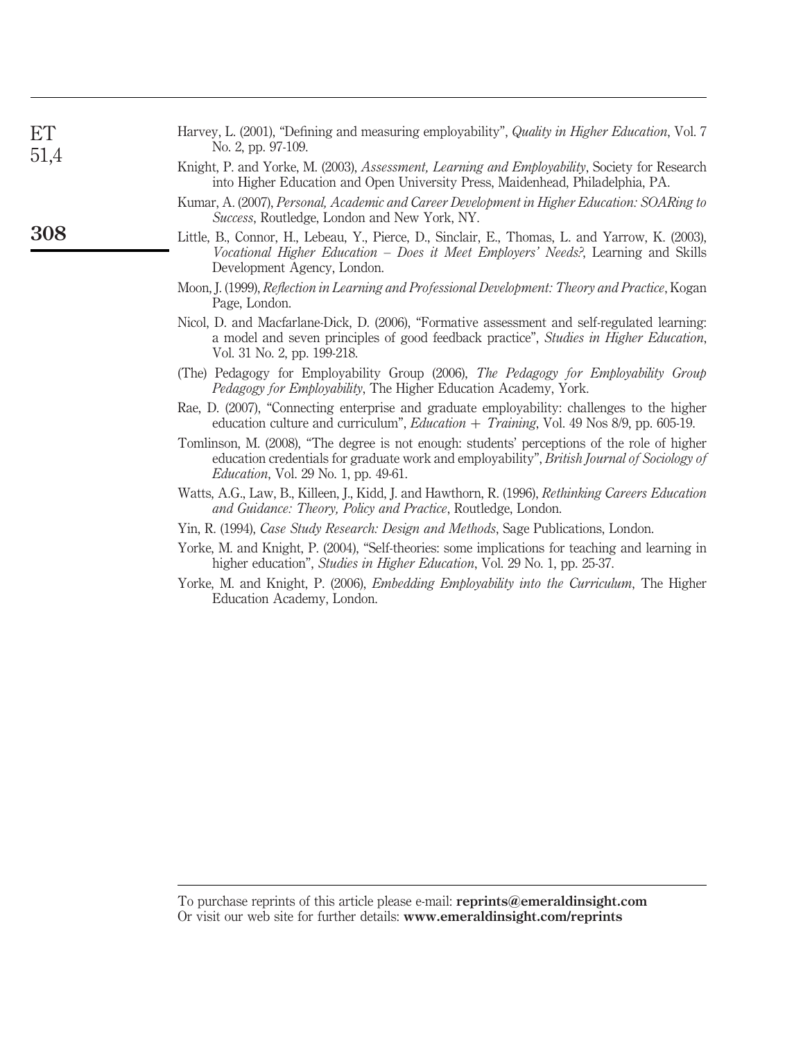Harvey, L. (2001), "Defining and measuring employability", *Quality in Higher Education*, Vol. 7 No. 2, pp. 97-109.

Knight, P. and Yorke, M. (2003), *Assessment, Learning and Employability*, Society for Research into Higher Education and Open University Press, Maidenhead, Philadelphia, PA.

Kumar, A. (2007), *Personal, Academic and Career Development in Higher Education: SOARing to Success*, Routledge, London and New York, NY.

Little, B., Connor, H., Lebeau, Y., Pierce, D., Sinclair, E., Thomas, L. and Yarrow, K. (2003), *Vocational Higher Education – Does it Meet Employers' Needs?*, Learning and Skills Development Agency, London.

Moon, J. (1999), *Reflection in Learning and Professional Development: Theory and Practice*, Kogan Page, London.

Nicol, D. and Macfarlane-Dick, D. (2006), "Formative assessment and self-regulated learning: a model and seven principles of good feedback practice", *Studies in Higher Education*, Vol. 31 No. 2, pp. 199-218.

(The) Pedagogy for Employability Group (2006), *The Pedagogy for Employability Group Pedagogy for Employability*, The Higher Education Academy, York.

Rae, D. (2007), "Connecting enterprise and graduate employability: challenges to the higher education culture and curriculum", *Education + Training*, Vol. 49 Nos 8/9, pp. 605-19.

Tomlinson, M. (2008), "The degree is not enough: students' perceptions of the role of higher education credentials for graduate work and employability", *British Journal of Sociology of Education*, Vol. 29 No. 1, pp. 49-61.

Watts, A.G., Law, B., Killeen, J., Kidd, J. and Hawthorn, R. (1996), *Rethinking Careers Education and Guidance: Theory, Policy and Practice*, Routledge, London.

Yin, R. (1994), *Case Study Research: Design and Methods*, Sage Publications, London.

Yorke, M. and Knight, P. (2004), "Self-theories: some implications for teaching and learning in higher education", *Studies in Higher Education*, Vol. 29 No. 1, pp. 25-37.

Yorke, M. and Knight, P. (2006), *Embedding Employability into the Curriculum*, The Higher Education Academy, London.

To purchase reprints of this article please e-mail: **reprints@emeraldinsight.com**
Or visit our web site for further details: **www.emeraldinsight.com/reprints**